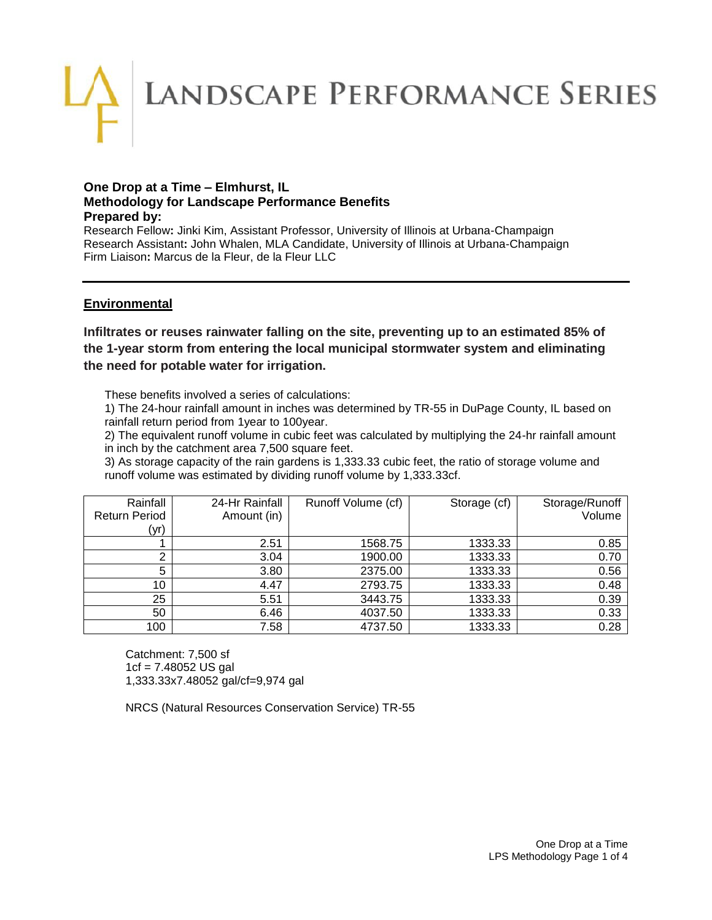# LANDSCAPE PERFORMANCE SERIES

**One Drop at a Time – Elmhurst, IL**
**Methodology for Landscape Performance Benefits**
**Prepared by:**

Research Fellow**:** Jinki Kim, Assistant Professor, University of Illinois at Urbana-Champaign
Research Assistant**:** John Whalen, MLA Candidate, University of Illinois at Urbana-Champaign
Firm Liaison**:** Marcus de la Fleur, de la Fleur LLC

---

## Environmental

### Infiltrates or reuses rainwater falling on the site, preventing up to an estimated 85% of the 1-year storm from entering the local municipal stormwater system and eliminating the need for potable water for irrigation.

These benefits involved a series of calculations:

1) The 24-hour rainfall amount in inches was determined by TR-55 in DuPage County, IL based on rainfall return period from 1year to 100year.
2) The equivalent runoff volume in cubic feet was calculated by multiplying the 24-hr rainfall amount in inch by the catchment area 7,500 square feet.
3) As storage capacity of the rain gardens is 1,333.33 cubic feet, the ratio of storage volume and runoff volume was estimated by dividing runoff volume by 1,333.33cf.

| Rainfall Return Period (yr) | 24-Hr Rainfall Amount (in) | Runoff Volume (cf) | Storage (cf) | Storage/Runoff Volume |
|---:|---:|---:|---:|---:|
| 1 | 2.51 | 1568.75 | 1333.33 | 0.85 |
| 2 | 3.04 | 1900.00 | 1333.33 | 0.70 |
| 5 | 3.80 | 2375.00 | 1333.33 | 0.56 |
| 10 | 4.47 | 2793.75 | 1333.33 | 0.48 |
| 25 | 5.51 | 3443.75 | 1333.33 | 0.39 |
| 50 | 6.46 | 4037.50 | 1333.33 | 0.33 |
| 100 | 7.58 | 4737.50 | 1333.33 | 0.28 |

Catchment: 7,500 sf
1cf = 7.48052 US gal
1,333.33x7.48052 gal/cf=9,974 gal

NRCS (Natural Resources Conservation Service) TR-55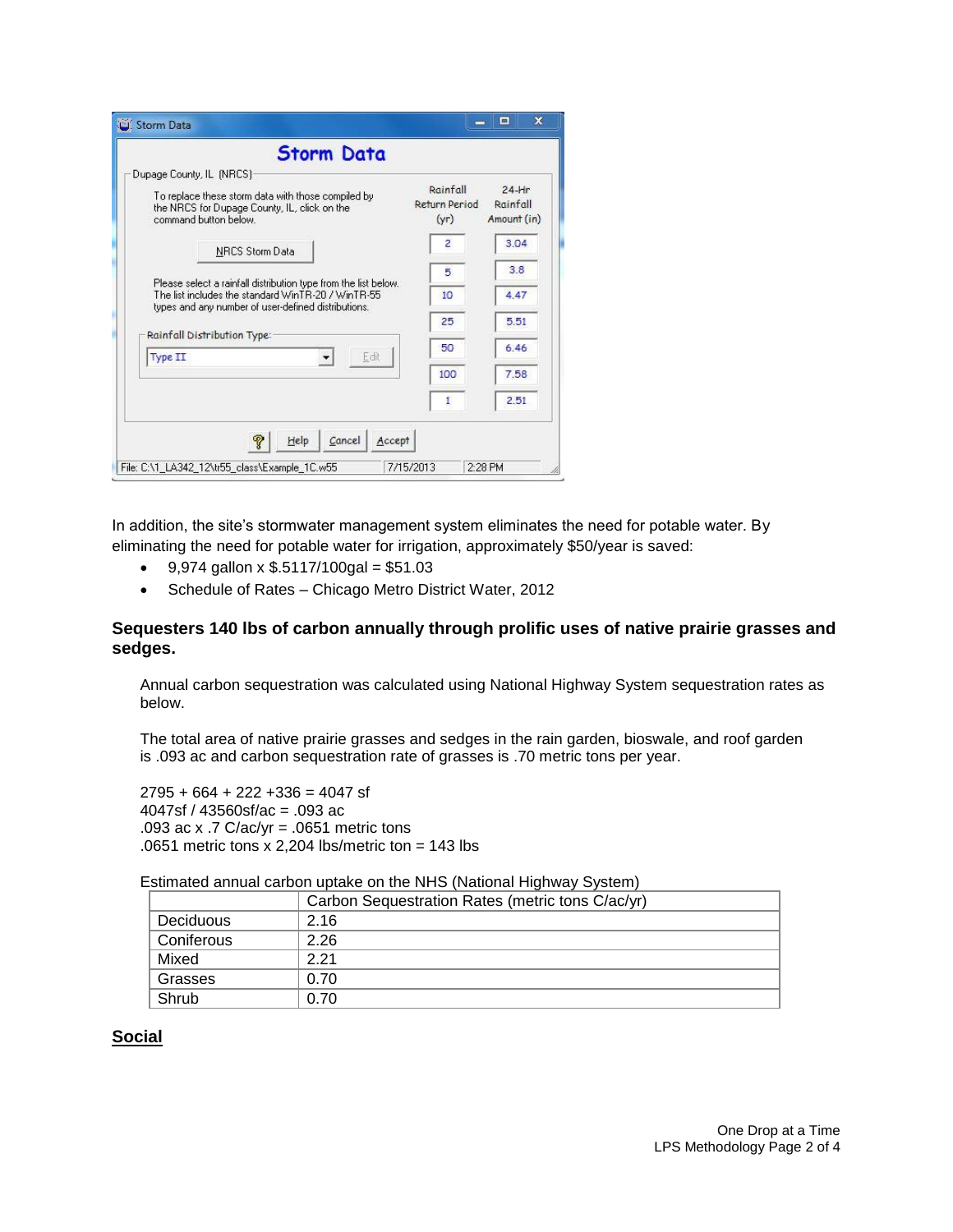**Storm Data**

**Storm Data**

Dupage County, IL (NRCS)

To replace these storm data with those compiled by the NRCS for Dupage County, IL, click on the command button below.

NRCS Storm Data

Please select a rainfall distribution type from the list below. The list includes the standard WinTR-20 / WinTR-55 types and any number of user-defined distributions.

Rainfall Distribution Type: Type II — Edit

| Rainfall Return Period (yr) | 24-Hr Rainfall Amount (in) |
|---|---|
| 2 | 3.04 |
| 5 | 3.8 |
| 10 | 4.47 |
| 25 | 5.51 |
| 50 | 6.46 |
| 100 | 7.58 |
| 1 | 2.51 |

Help | Cancel | Accept

File: C:\1_LA342_12\tr55_class\Example_1C.w55 | 7/15/2013 | 2:28 PM

In addition, the site's stormwater management system eliminates the need for potable water. By eliminating the need for potable water for irrigation, approximately $50/year is saved:

- 9,974 gallon x $.5117/100gal = $51.03
- Schedule of Rates – Chicago Metro District Water, 2012

### Sequesters 140 lbs of carbon annually through prolific uses of native prairie grasses and sedges.

Annual carbon sequestration was calculated using National Highway System sequestration rates as below.

The total area of native prairie grasses and sedges in the rain garden, bioswale, and roof garden is .093 ac and carbon sequestration rate of grasses is .70 metric tons per year.

2795 + 664 + 222 +336 = 4047 sf
4047sf / 43560sf/ac = .093 ac
.093 ac x .7 C/ac/yr = .0651 metric tons
.0651 metric tons x 2,204 lbs/metric ton = 143 lbs

Estimated annual carbon uptake on the NHS (National Highway System)

| | Carbon Sequestration Rates (metric tons C/ac/yr) |
|---|---|
| Deciduous | 2.16 |
| Coniferous | 2.26 |
| Mixed | 2.21 |
| Grasses | 0.70 |
| Shrub | 0.70 |

## Social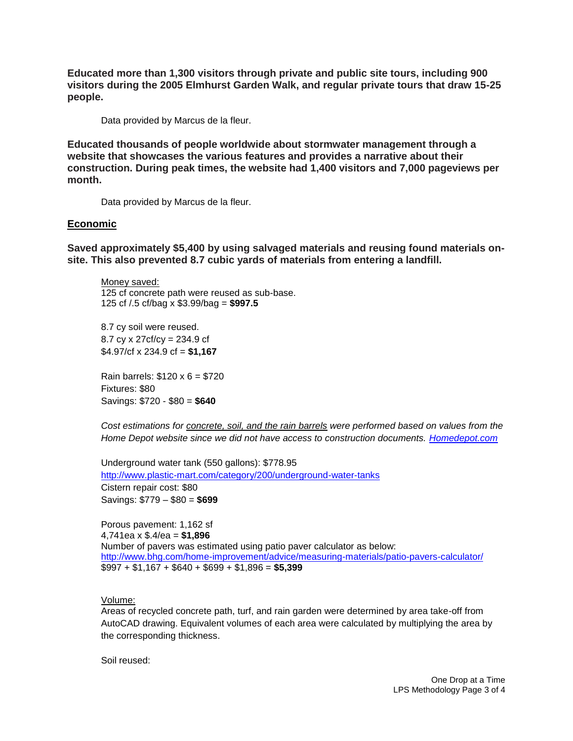**Educated more than 1,300 visitors through private and public site tours, including 900 visitors during the 2005 Elmhurst Garden Walk, and regular private tours that draw 15-25 people.**

Data provided by Marcus de la fleur.

**Educated thousands of people worldwide about stormwater management through a website that showcases the various features and provides a narrative about their construction. During peak times, the website had 1,400 visitors and 7,000 pageviews per month.**

Data provided by Marcus de la fleur.

## Economic

**Saved approximately $5,400 by using salvaged materials and reusing found materials on-site. This also prevented 8.7 cubic yards of materials from entering a landfill.**

Money saved:
125 cf concrete path were reused as sub-base.
125 cf /.5 cf/bag x $3.99/bag = **$997.5**

8.7 cy soil were reused.
8.7 cy x 27cf/cy = 234.9 cf
$4.97/cf x 234.9 cf = **$1,167**

Rain barrels: $120 x 6 = $720
Fixtures: $80
Savings: $720 - $80 = **$640**

*Cost estimations for concrete, soil, and the rain barrels were performed based on values from the Home Depot website since we did not have access to construction documents. [Homedepot.com](Homedepot.com)*

Underground water tank (550 gallons): $778.95
http://www.plastic-mart.com/category/200/underground-water-tanks
Cistern repair cost: $80
Savings: $779 – $80 = **$699**

Porous pavement: 1,162 sf
4,741ea x $.4/ea = **$1,896**
Number of pavers was estimated using patio paver calculator as below:
http://www.bhg.com/home-improvement/advice/measuring-materials/patio-pavers-calculator/
$997 + $1,167 + $640 + $699 + $1,896 = **$5,399**

Volume:
Areas of recycled concrete path, turf, and rain garden were determined by area take-off from AutoCAD drawing. Equivalent volumes of each area were calculated by multiplying the area by the corresponding thickness.

Soil reused: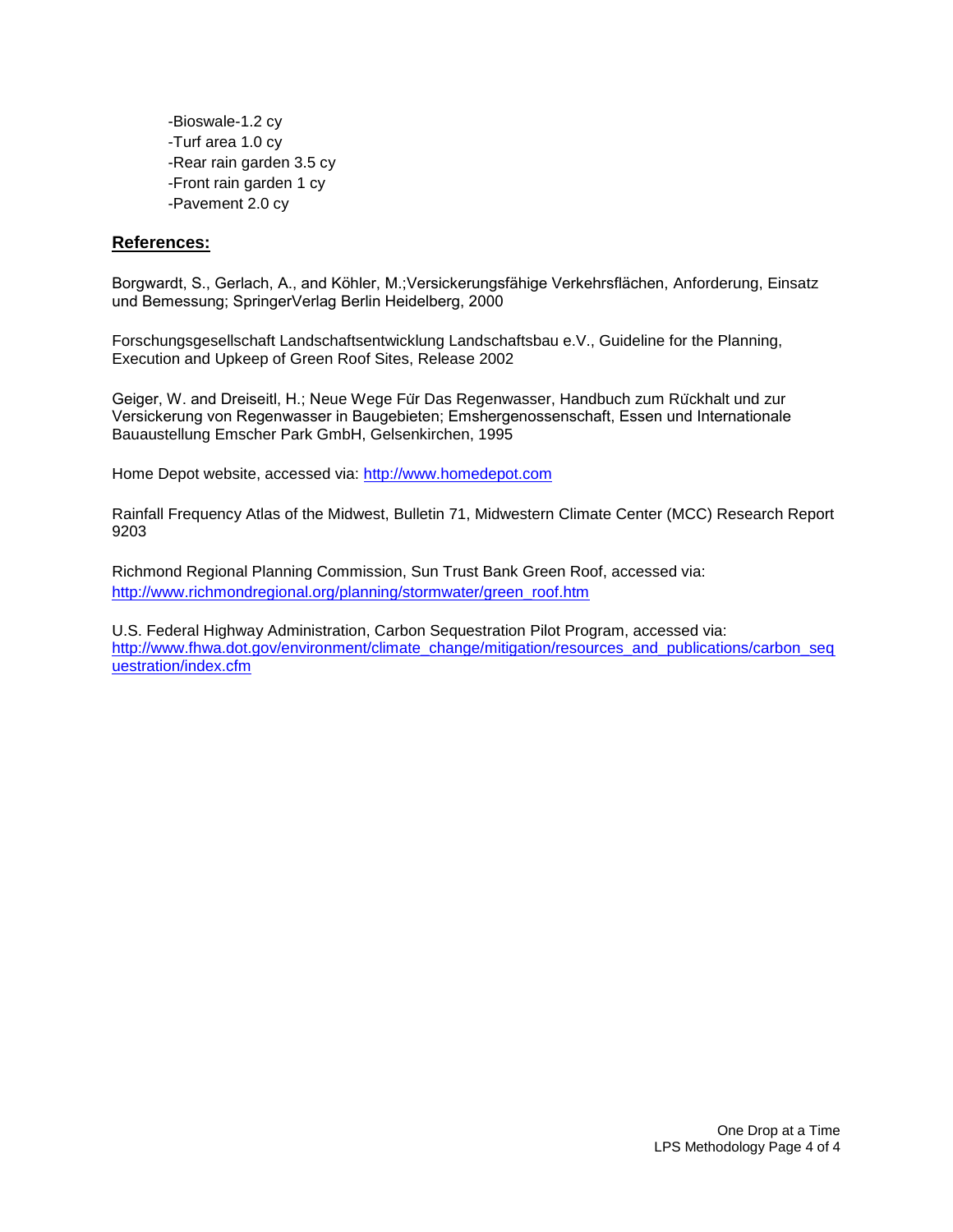- -Bioswale-1.2 cy
- -Turf area 1.0 cy
- -Rear rain garden 3.5 cy
- -Front rain garden 1 cy
- -Pavement 2.0 cy

## References:

Borgwardt, S., Gerlach, A., and Köhler, M.;Versickerungsfähige Verkehrsflächen, Anforderung, Einsatz und Bemessung; SpringerVerlag Berlin Heidelberg, 2000

Forschungsgesellschaft Landschaftsentwicklung Landschaftsbau e.V., Guideline for the Planning, Execution and Upkeep of Green Roof Sites, Release 2002

Geiger, W. and Dreiseitl, H.; Neue Wege Für Das Regenwasser, Handbuch zum Rückhalt und zur Versickerung von Regenwasser in Baugebieten; Emshergenossenschaft, Essen und Internationale Bauaustellung Emscher Park GmbH, Gelsenkirchen, 1995

Home Depot website, accessed via: http://www.homedepot.com

Rainfall Frequency Atlas of the Midwest, Bulletin 71, Midwestern Climate Center (MCC) Research Report 9203

Richmond Regional Planning Commission, Sun Trust Bank Green Roof, accessed via: http://www.richmondregional.org/planning/stormwater/green_roof.htm

U.S. Federal Highway Administration, Carbon Sequestration Pilot Program, accessed via: http://www.fhwa.dot.gov/environment/climate_change/mitigation/resources_and_publications/carbon_sequestration/index.cfm